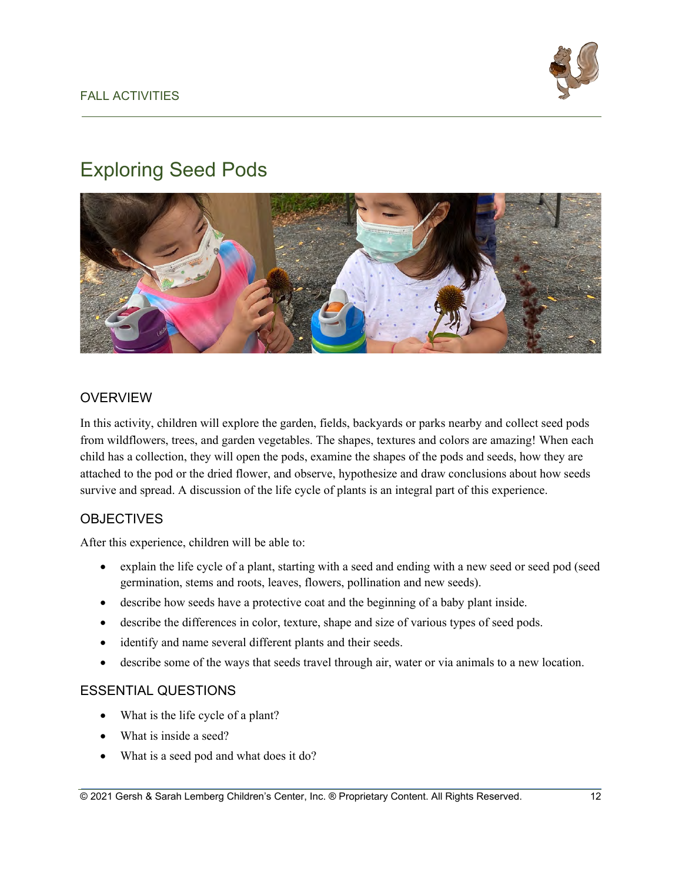# Exploring Seed Pods

## OVERVIEW

In this activity, children will explore the garden, fields, backyards or parks nearby and collect seed pods from wildflowers, trees, and garden vegetables. The shapes, textures and colors are amazing! When each child has a collection, they will open the pods, examine the shapes of the pods and seeds, how they are attached to the pod or the dried flower, and observe, hypothesize and draw conclusions about how seeds survive and spread. A discussion of the life cycle of plants is an integral part of this experience.

## OBJECTIVES

After this experience, children will be able to:

- explain the life cycle of a plant, starting with a seed and ending with a new seed or seed pod (seed germination, stems and roots, leaves, flowers, pollination and new seeds).
- describe how seeds have a protective coat and the beginning of a baby plant inside.
- describe the differences in color, texture, shape and size of various types of seed pods.
- identify and name several different plants and their seeds.
- describe some of the ways that seeds travel through air, water or via animals to a new location.

## ESSENTIAL QUESTIONS

- What is the life cycle of a plant?
- What is inside a seed?
- What is a seed pod and what does it do?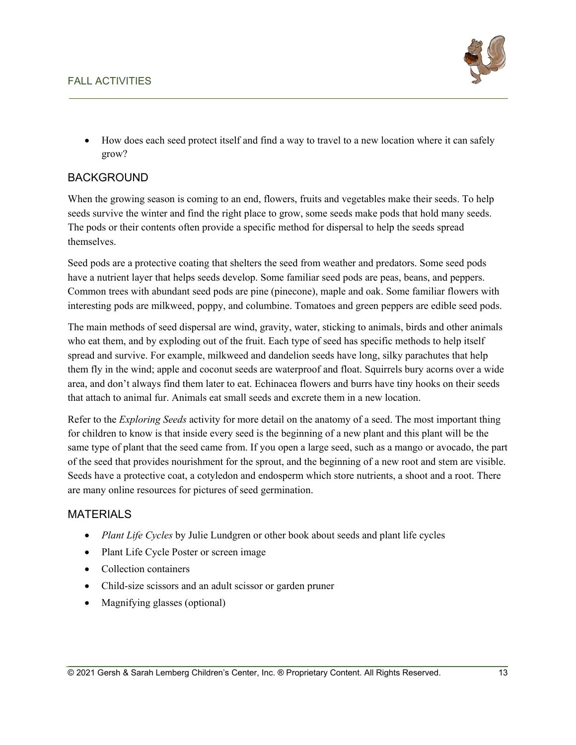- How does each seed protect itself and find a way to travel to a new location where it can safely grow?

## BACKGROUND

When the growing season is coming to an end, flowers, fruits and vegetables make their seeds. To help seeds survive the winter and find the right place to grow, some seeds make pods that hold many seeds. The pods or their contents often provide a specific method for dispersal to help the seeds spread themselves.

Seed pods are a protective coating that shelters the seed from weather and predators. Some seed pods have a nutrient layer that helps seeds develop. Some familiar seed pods are peas, beans, and peppers. Common trees with abundant seed pods are pine (pinecone), maple and oak. Some familiar flowers with interesting pods are milkweed, poppy, and columbine. Tomatoes and green peppers are edible seed pods.

The main methods of seed dispersal are wind, gravity, water, sticking to animals, birds and other animals who eat them, and by exploding out of the fruit. Each type of seed has specific methods to help itself spread and survive. For example, milkweed and dandelion seeds have long, silky parachutes that help them fly in the wind; apple and coconut seeds are waterproof and float. Squirrels bury acorns over a wide area, and don't always find them later to eat. Echinacea flowers and burrs have tiny hooks on their seeds that attach to animal fur. Animals eat small seeds and excrete them in a new location.

Refer to the *Exploring Seeds* activity for more detail on the anatomy of a seed. The most important thing for children to know is that inside every seed is the beginning of a new plant and this plant will be the same type of plant that the seed came from. If you open a large seed, such as a mango or avocado, the part of the seed that provides nourishment for the sprout, and the beginning of a new root and stem are visible. Seeds have a protective coat, a cotyledon and endosperm which store nutrients, a shoot and a root. There are many online resources for pictures of seed germination.

## MATERIALS

- *Plant Life Cycles* by Julie Lundgren or other book about seeds and plant life cycles
- Plant Life Cycle Poster or screen image
- Collection containers
- Child-size scissors and an adult scissor or garden pruner
- Magnifying glasses (optional)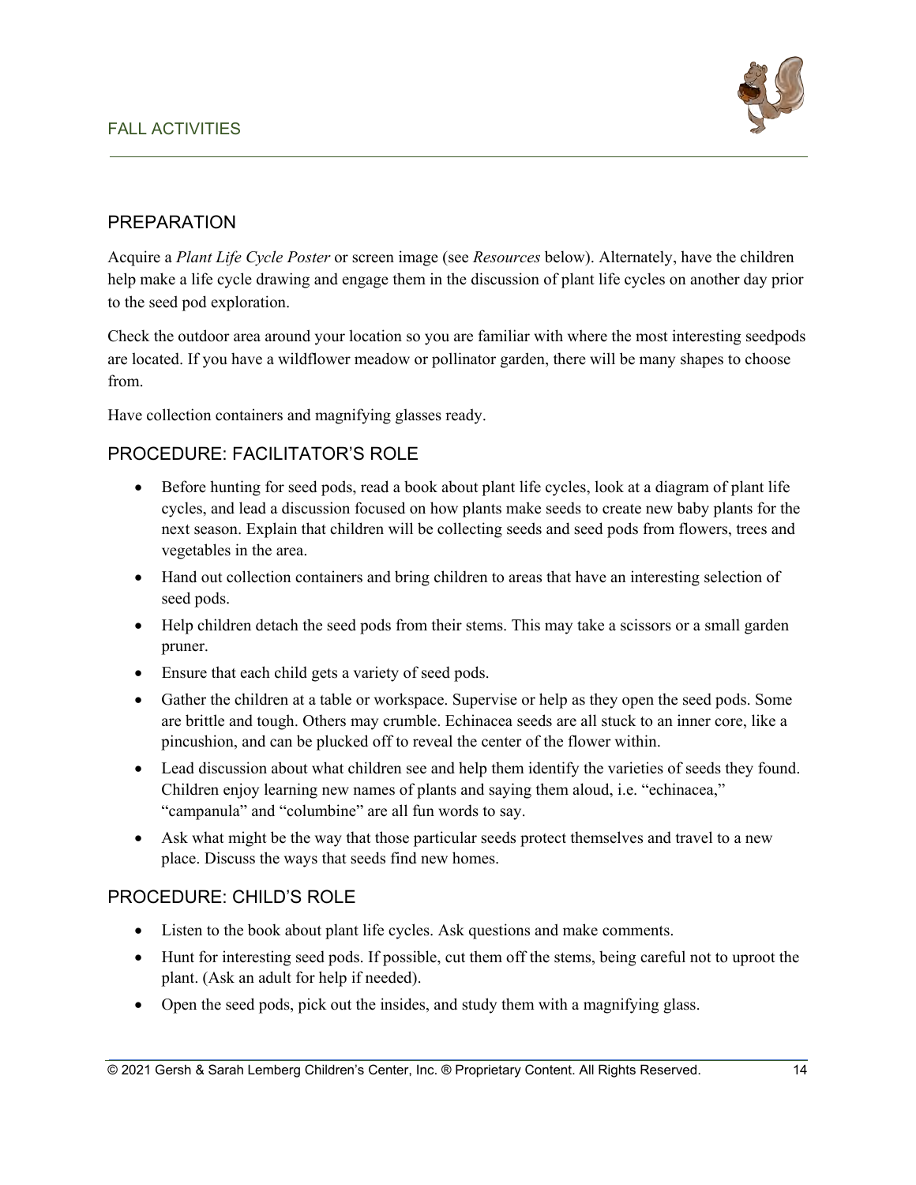## PREPARATION

Acquire a *Plant Life Cycle Poster* or screen image (see *Resources* below). Alternately, have the children help make a life cycle drawing and engage them in the discussion of plant life cycles on another day prior to the seed pod exploration.

Check the outdoor area around your location so you are familiar with where the most interesting seedpods are located. If you have a wildflower meadow or pollinator garden, there will be many shapes to choose from.

Have collection containers and magnifying glasses ready.

## PROCEDURE: FACILITATOR'S ROLE

- Before hunting for seed pods, read a book about plant life cycles, look at a diagram of plant life cycles, and lead a discussion focused on how plants make seeds to create new baby plants for the next season. Explain that children will be collecting seeds and seed pods from flowers, trees and vegetables in the area.
- Hand out collection containers and bring children to areas that have an interesting selection of seed pods.
- Help children detach the seed pods from their stems. This may take a scissors or a small garden pruner.
- Ensure that each child gets a variety of seed pods.
- Gather the children at a table or workspace. Supervise or help as they open the seed pods. Some are brittle and tough. Others may crumble. Echinacea seeds are all stuck to an inner core, like a pincushion, and can be plucked off to reveal the center of the flower within.
- Lead discussion about what children see and help them identify the varieties of seeds they found. Children enjoy learning new names of plants and saying them aloud, i.e. "echinacea," "campanula" and "columbine" are all fun words to say.
- Ask what might be the way that those particular seeds protect themselves and travel to a new place. Discuss the ways that seeds find new homes.

## PROCEDURE: CHILD'S ROLE

- Listen to the book about plant life cycles. Ask questions and make comments.
- Hunt for interesting seed pods. If possible, cut them off the stems, being careful not to uproot the plant. (Ask an adult for help if needed).
- Open the seed pods, pick out the insides, and study them with a magnifying glass.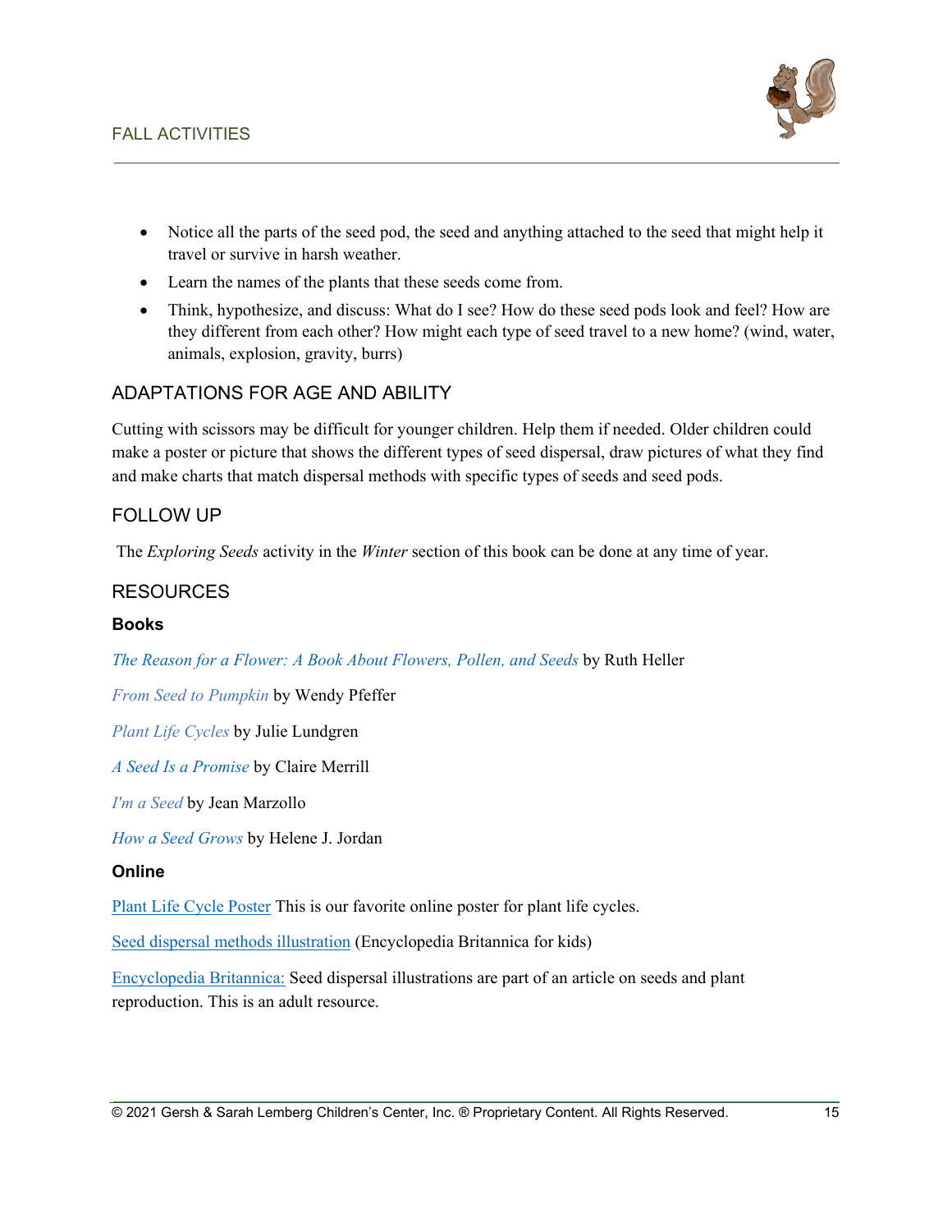- Notice all the parts of the seed pod, the seed and anything attached to the seed that might help it travel or survive in harsh weather.
- Learn the names of the plants that these seeds come from.
- Think, hypothesize, and discuss: What do I see? How do these seed pods look and feel? How are they different from each other? How might each type of seed travel to a new home? (wind, water, animals, explosion, gravity, burrs)

## ADAPTATIONS FOR AGE AND ABILITY

Cutting with scissors may be difficult for younger children. Help them if needed. Older children could make a poster or picture that shows the different types of seed dispersal, draw pictures of what they find and make charts that match dispersal methods with specific types of seeds and seed pods.

## FOLLOW UP

The *Exploring Seeds* activity in the *Winter* section of this book can be done at any time of year.

## RESOURCES

### Books

*The Reason for a Flower: A Book About Flowers, Pollen, and Seeds* by Ruth Heller

*From Seed to Pumpkin* by Wendy Pfeffer

*Plant Life Cycles* by Julie Lundgren

*A Seed Is a Promise* by Claire Merrill

*I'm a Seed* by Jean Marzollo

*How a Seed Grows* by Helene J. Jordan

### Online

Plant Life Cycle Poster This is our favorite online poster for plant life cycles.

Seed dispersal methods illustration (Encyclopedia Britannica for kids)

Encyclopedia Britannica: Seed dispersal illustrations are part of an article on seeds and plant reproduction. This is an adult resource.